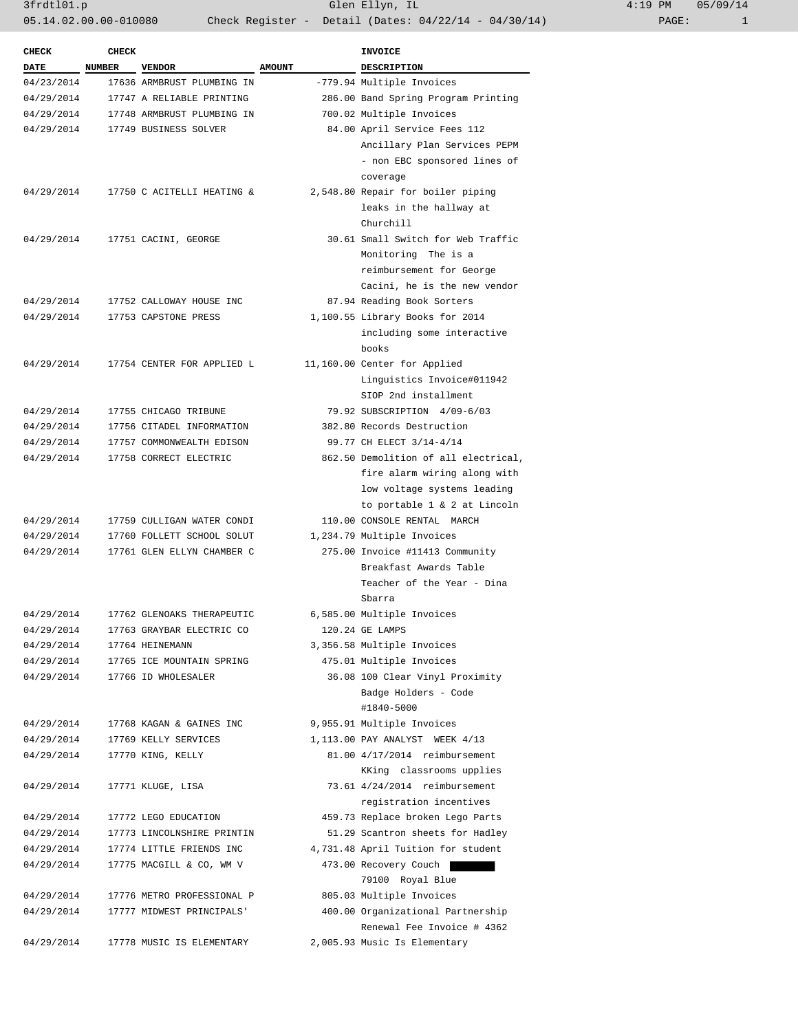| CHECK DATE | CHECK NUMBER | VENDOR | AMOUNT | INVOICE DESCRIPTION |
|---|---|---|---|---|
| 04/23/2014 | 17636 | ARMBRUST PLUMBING IN | -779.94 | Multiple Invoices |
| 04/29/2014 | 17747 | A RELIABLE PRINTING | 286.00 | Band Spring Program Printing |
| 04/29/2014 | 17748 | ARMBRUST PLUMBING IN | 700.02 | Multiple Invoices |
| 04/29/2014 | 17749 | BUSINESS SOLVER | 84.00 | April Service Fees 112 Ancillary Plan Services PEPM - non EBC sponsored lines of coverage |
| 04/29/2014 | 17750 | C ACITELLI HEATING & | 2,548.80 | Repair for boiler piping leaks in the hallway at Churchill |
| 04/29/2014 | 17751 | CACINI, GEORGE | 30.61 | Small Switch for Web Traffic Monitoring The is a reimbursement for George Cacini, he is the new vendor |
| 04/29/2014 | 17752 | CALLOWAY HOUSE INC | 87.94 | Reading Book Sorters |
| 04/29/2014 | 17753 | CAPSTONE PRESS | 1,100.55 | Library Books for 2014 including some interactive books |
| 04/29/2014 | 17754 | CENTER FOR APPLIED L | 11,160.00 | Center for Applied Linguistics Invoice#011942 SIOP 2nd installment |
| 04/29/2014 | 17755 | CHICAGO TRIBUNE | 79.92 | SUBSCRIPTION 4/09-6/03 |
| 04/29/2014 | 17756 | CITADEL INFORMATION | 382.80 | Records Destruction |
| 04/29/2014 | 17757 | COMMONWEALTH EDISON | 99.77 | CH ELECT 3/14-4/14 |
| 04/29/2014 | 17758 | CORRECT ELECTRIC | 862.50 | Demolition of all electrical, fire alarm wiring along with low voltage systems leading to portable 1 & 2 at Lincoln |
| 04/29/2014 | 17759 | CULLIGAN WATER CONDI | 110.00 | CONSOLE RENTAL MARCH |
| 04/29/2014 | 17760 | FOLLETT SCHOOL SOLUT | 1,234.79 | Multiple Invoices |
| 04/29/2014 | 17761 | GLEN ELLYN CHAMBER C | 275.00 | Invoice #11413 Community Breakfast Awards Table Teacher of the Year - Dina Sbarra |
| 04/29/2014 | 17762 | GLENOAKS THERAPEUTIC | 6,585.00 | Multiple Invoices |
| 04/29/2014 | 17763 | GRAYBAR ELECTRIC CO | 120.24 | GE LAMPS |
| 04/29/2014 | 17764 | HEINEMANN | 3,356.58 | Multiple Invoices |
| 04/29/2014 | 17765 | ICE MOUNTAIN SPRING | 475.01 | Multiple Invoices |
| 04/29/2014 | 17766 | ID WHOLESALER | 36.08 | 100 Clear Vinyl Proximity Badge Holders - Code #1840-5000 |
| 04/29/2014 | 17768 | KAGAN & GAINES INC | 9,955.91 | Multiple Invoices |
| 04/29/2014 | 17769 | KELLY SERVICES | 1,113.00 | PAY ANALYST WEEK 4/13 |
| 04/29/2014 | 17770 | KING, KELLY | 81.00 | 4/17/2014 reimbursement KKing classrooms upplies |
| 04/29/2014 | 17771 | KLUGE, LISA | 73.61 | 4/24/2014 reimbursement registration incentives |
| 04/29/2014 | 17772 | LEGO EDUCATION | 459.73 | Replace broken Lego Parts |
| 04/29/2014 | 17773 | LINCOLNSHIRE PRINTIN | 51.29 | Scantron sheets for Hadley |
| 04/29/2014 | 17774 | LITTLE FRIENDS INC | 4,731.48 | April Tuition for student |
| 04/29/2014 | 17775 | MACGILL & CO, WM V | 473.00 | Recovery Couch [REDACTED] 79100 Royal Blue |
| 04/29/2014 | 17776 | METRO PROFESSIONAL P | 805.03 | Multiple Invoices |
| 04/29/2014 | 17777 | MIDWEST PRINCIPALS' | 400.00 | Organizational Partnership Renewal Fee Invoice # 4362 |
| 04/29/2014 | 17778 | MUSIC IS ELEMENTARY | 2,005.93 | Music Is Elementary |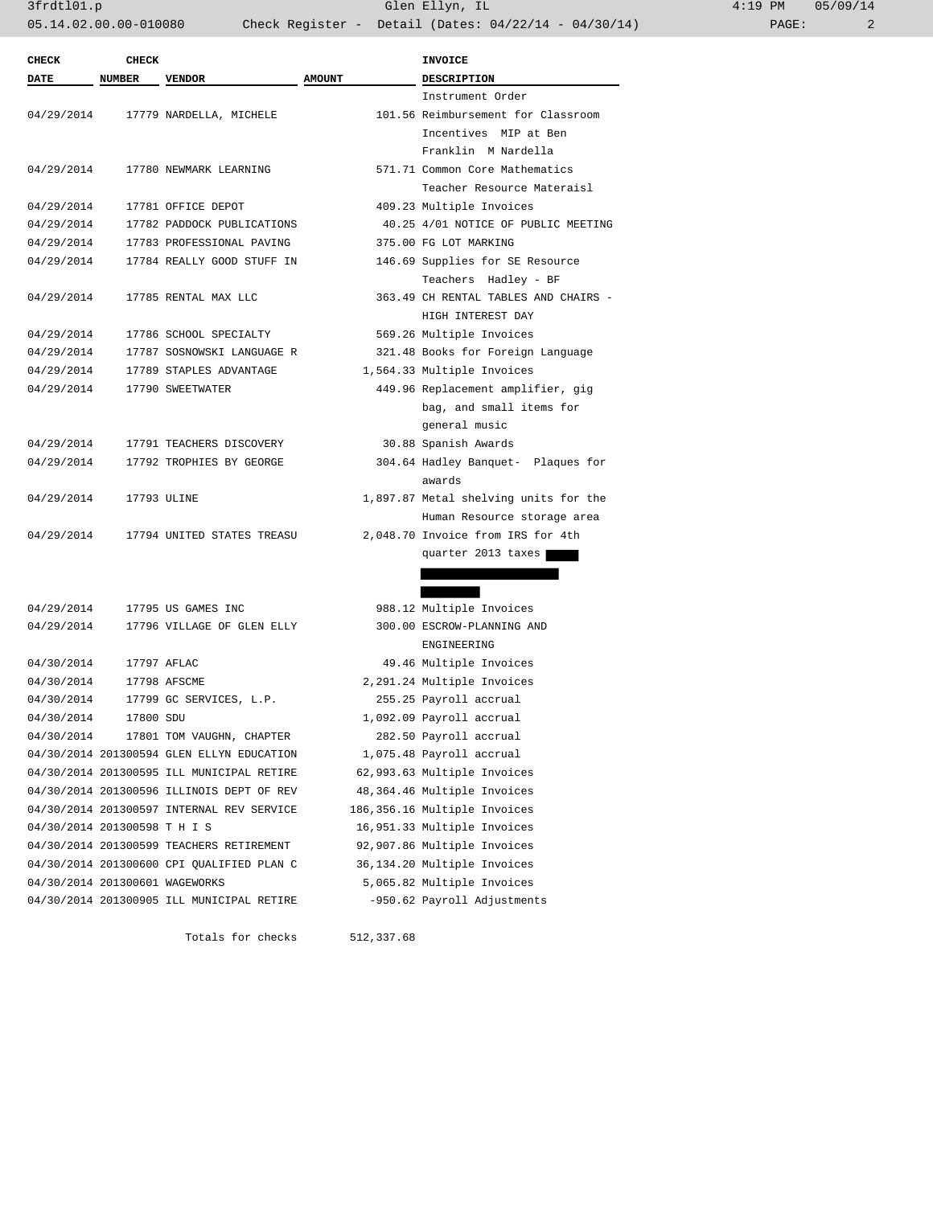| CHECK DATE | CHECK NUMBER | VENDOR | AMOUNT | INVOICE DESCRIPTION |
|---|---|---|---|---|
| | | | | Instrument Order |
| 04/29/2014 | 17779 | NARDELLA, MICHELE | 101.56 | Reimbursement for Classroom Incentives MIP at Ben Franklin M Nardella |
| 04/29/2014 | 17780 | NEWMARK LEARNING | 571.71 | Common Core Mathematics Teacher Resource Materaisl |
| 04/29/2014 | 17781 | OFFICE DEPOT | 409.23 | Multiple Invoices |
| 04/29/2014 | 17782 | PADDOCK PUBLICATIONS | 40.25 | 4/01 NOTICE OF PUBLIC MEETING |
| 04/29/2014 | 17783 | PROFESSIONAL PAVING | 375.00 | FG LOT MARKING |
| 04/29/2014 | 17784 | REALLY GOOD STUFF IN | 146.69 | Supplies for SE Resource Teachers Hadley - BF |
| 04/29/2014 | 17785 | RENTAL MAX LLC | 363.49 | CH RENTAL TABLES AND CHAIRS - HIGH INTEREST DAY |
| 04/29/2014 | 17786 | SCHOOL SPECIALTY | 569.26 | Multiple Invoices |
| 04/29/2014 | 17787 | SOSNOWSKI LANGUAGE R | 321.48 | Books for Foreign Language |
| 04/29/2014 | 17789 | STAPLES ADVANTAGE | 1,564.33 | Multiple Invoices |
| 04/29/2014 | 17790 | SWEETWATER | 449.96 | Replacement amplifier, gig bag, and small items for general music |
| 04/29/2014 | 17791 | TEACHERS DISCOVERY | 30.88 | Spanish Awards |
| 04/29/2014 | 17792 | TROPHIES BY GEORGE | 304.64 | Hadley Banquet- Plaques for awards |
| 04/29/2014 | 17793 | ULINE | 1,897.87 | Metal shelving units for the Human Resource storage area |
| 04/29/2014 | 17794 | UNITED STATES TREASU | 2,048.70 | Invoice from IRS for 4th quarter 2013 taxes |
| 04/29/2014 | 17795 | US GAMES INC | 988.12 | Multiple Invoices |
| 04/29/2014 | 17796 | VILLAGE OF GLEN ELLY | 300.00 | ESCROW-PLANNING AND ENGINEERING |
| 04/30/2014 | 17797 | AFLAC | 49.46 | Multiple Invoices |
| 04/30/2014 | 17798 | AFSCME | 2,291.24 | Multiple Invoices |
| 04/30/2014 | 17799 | GC SERVICES, L.P. | 255.25 | Payroll accrual |
| 04/30/2014 | 17800 | SDU | 1,092.09 | Payroll accrual |
| 04/30/2014 | 17801 | TOM VAUGHN, CHAPTER | 282.50 | Payroll accrual |
| 04/30/2014 | 201300594 | GLEN ELLYN EDUCATION | 1,075.48 | Payroll accrual |
| 04/30/2014 | 201300595 | ILL MUNICIPAL RETIRE | 62,993.63 | Multiple Invoices |
| 04/30/2014 | 201300596 | ILLINOIS DEPT OF REV | 48,364.46 | Multiple Invoices |
| 04/30/2014 | 201300597 | INTERNAL REV SERVICE | 186,356.16 | Multiple Invoices |
| 04/30/2014 | 201300598 | T H I S | 16,951.33 | Multiple Invoices |
| 04/30/2014 | 201300599 | TEACHERS RETIREMENT | 92,907.86 | Multiple Invoices |
| 04/30/2014 | 201300600 | CPI QUALIFIED PLAN C | 36,134.20 | Multiple Invoices |
| 04/30/2014 | 201300601 | WAGEWORKS | 5,065.82 | Multiple Invoices |
| 04/30/2014 | 201300905 | ILL MUNICIPAL RETIRE | -950.62 | Payroll Adjustments |
| | | Totals for checks | 512,337.68 | |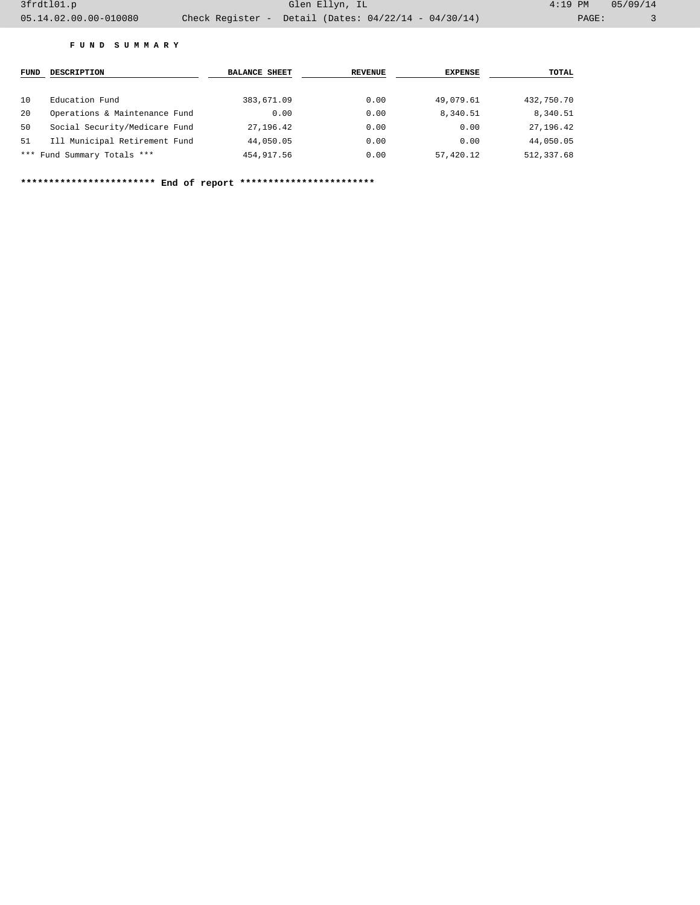**F U N D   S U M M A R Y**

| FUND | DESCRIPTION | BALANCE SHEET | REVENUE | EXPENSE | TOTAL |
|---|---|---|---|---|---|
| 10 | Education Fund | 383,671.09 | 0.00 | 49,079.61 | 432,750.70 |
| 20 | Operations & Maintenance Fund | 0.00 | 0.00 | 8,340.51 | 8,340.51 |
| 50 | Social Security/Medicare Fund | 27,196.42 | 0.00 | 0.00 | 27,196.42 |
| 51 | Ill Municipal Retirement Fund | 44,050.05 | 0.00 | 0.00 | 44,050.05 |
| *** Fund Summary Totals *** | | 454,917.56 | 0.00 | 57,420.12 | 512,337.68 |

**************************** End of report ****************************